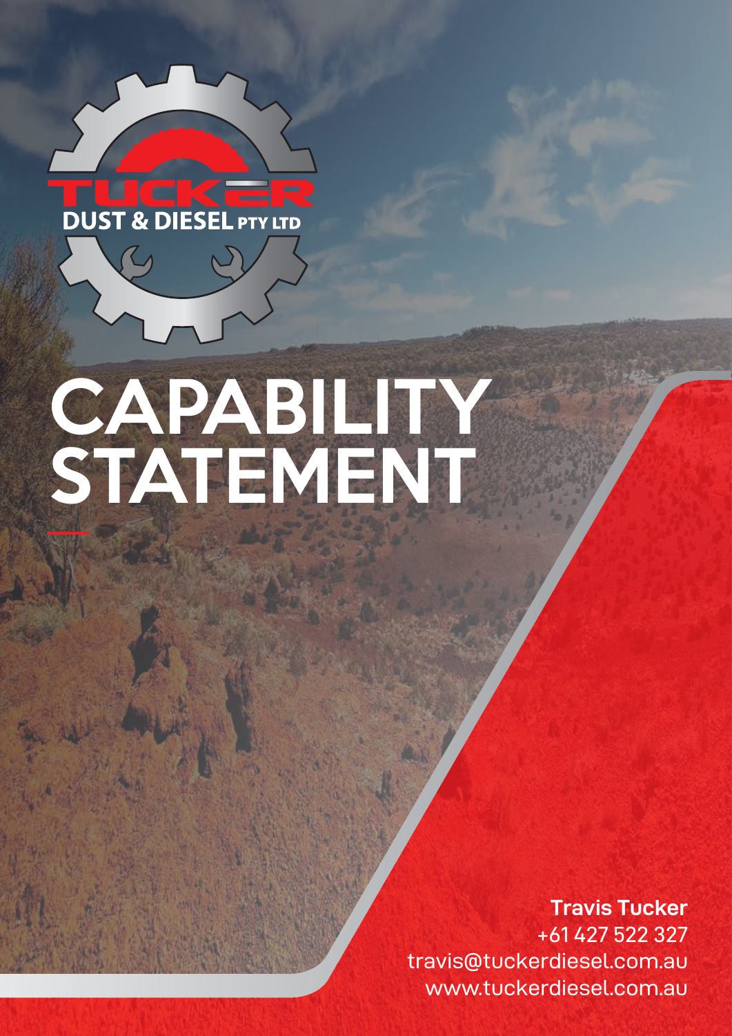TUCKER DUST & DIESEL PTY LTD

# CAPABILITY STATEMENT

**Travis Tucker**
+61 427 522 327
travis@tuckerdiesel.com.au
www.tuckerdiesel.com.au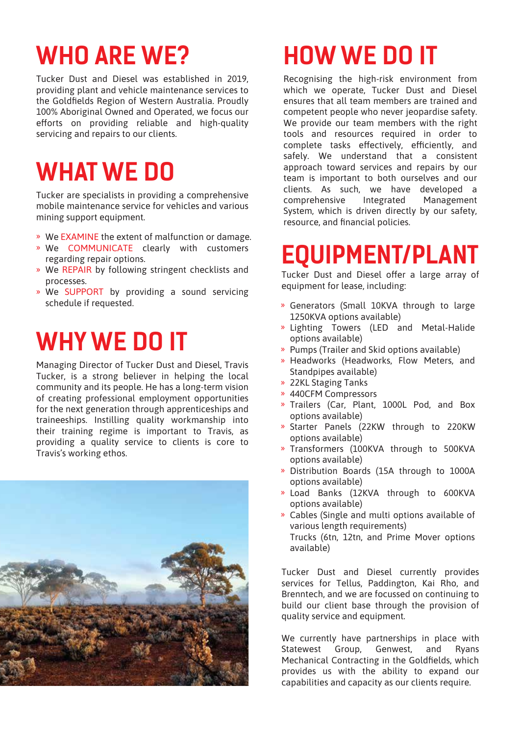# WHO ARE WE?

Tucker Dust and Diesel was established in 2019, providing plant and vehicle maintenance services to the Goldfields Region of Western Australia. Proudly 100% Aboriginal Owned and Operated, we focus our efforts on providing reliable and high-quality servicing and repairs to our clients.

# WHAT WE DO

Tucker are specialists in providing a comprehensive mobile maintenance service for vehicles and various mining support equipment.

- We EXAMINE the extent of malfunction or damage.
- We COMMUNICATE clearly with customers regarding repair options.
- We REPAIR by following stringent checklists and processes.
- We SUPPORT by providing a sound servicing schedule if requested.

# WHY WE DO IT

Managing Director of Tucker Dust and Diesel, Travis Tucker, is a strong believer in helping the local community and its people. He has a long-term vision of creating professional employment opportunities for the next generation through apprenticeships and traineeships. Instilling quality workmanship into their training regime is important to Travis, as providing a quality service to clients is core to Travis's working ethos.

# HOW WE DO IT

Recognising the high-risk environment from which we operate, Tucker Dust and Diesel ensures that all team members are trained and competent people who never jeopardise safety. We provide our team members with the right tools and resources required in order to complete tasks effectively, efficiently, and safely. We understand that a consistent approach toward services and repairs by our team is important to both ourselves and our clients. As such, we have developed a comprehensive Integrated Management System, which is driven directly by our safety, resource, and financial policies.

# EQUIPMENT/PLANT

Tucker Dust and Diesel offer a large array of equipment for lease, including:

- Generators (Small 10KVA through to large 1250KVA options available)
- Lighting Towers (LED and Metal-Halide options available)
- Pumps (Trailer and Skid options available)
- Headworks (Headworks, Flow Meters, and Standpipes available)
- 22KL Staging Tanks
- 440CFM Compressors
- Trailers (Car, Plant, 1000L Pod, and Box options available)
- Starter Panels (22KW through to 220KW options available)
- Transformers (100KVA through to 500KVA options available)
- Distribution Boards (15A through to 1000A options available)
- Load Banks (12KVA through to 600KVA options available)
- Cables (Single and multi options available of various length requirements)
  Trucks (6tn, 12tn, and Prime Mover options available)

Tucker Dust and Diesel currently provides services for Tellus, Paddington, Kai Rho, and Brenntech, and we are focussed on continuing to build our client base through the provision of quality service and equipment.

We currently have partnerships in place with Statewest Group, Genwest, and Ryans Mechanical Contracting in the Goldfields, which provides us with the ability to expand our capabilities and capacity as our clients require.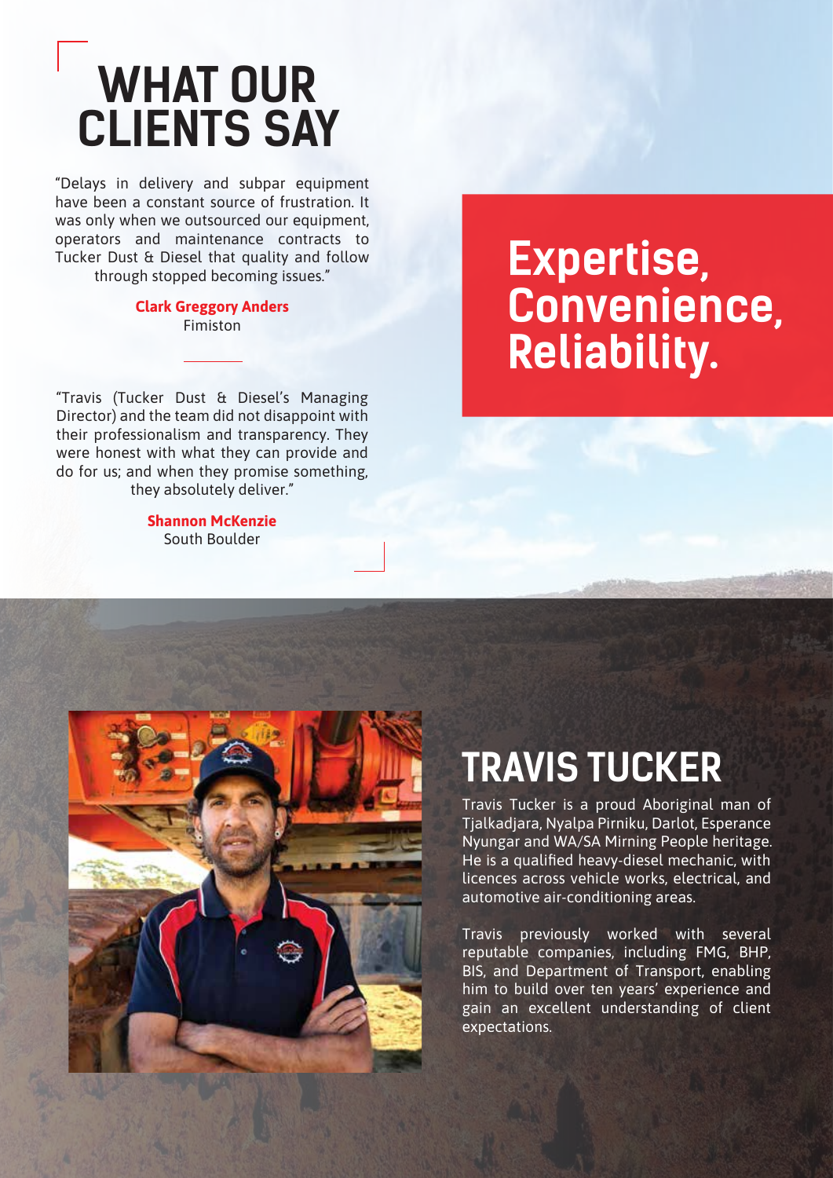# WHAT OUR CLIENTS SAY

"Delays in delivery and subpar equipment have been a constant source of frustration. It was only when we outsourced our equipment, operators and maintenance contracts to Tucker Dust & Diesel that quality and follow through stopped becoming issues."

**Clark Greggory Anders**
Fimiston

"Travis (Tucker Dust & Diesel's Managing Director) and the team did not disappoint with their professionalism and transparency. They were honest with what they can provide and do for us; and when they promise something, they absolutely deliver."

**Shannon McKenzie**
South Boulder

**Expertise, Convenience, Reliability.**

## TRAVIS TUCKER

Travis Tucker is a proud Aboriginal man of Tjalkadjara, Nyalpa Pirniku, Darlot, Esperance Nyungar and WA/SA Mirning People heritage. He is a qualified heavy-diesel mechanic, with licences across vehicle works, electrical, and automotive air-conditioning areas.

Travis previously worked with several reputable companies, including FMG, BHP, BIS, and Department of Transport, enabling him to build over ten years' experience and gain an excellent understanding of client expectations.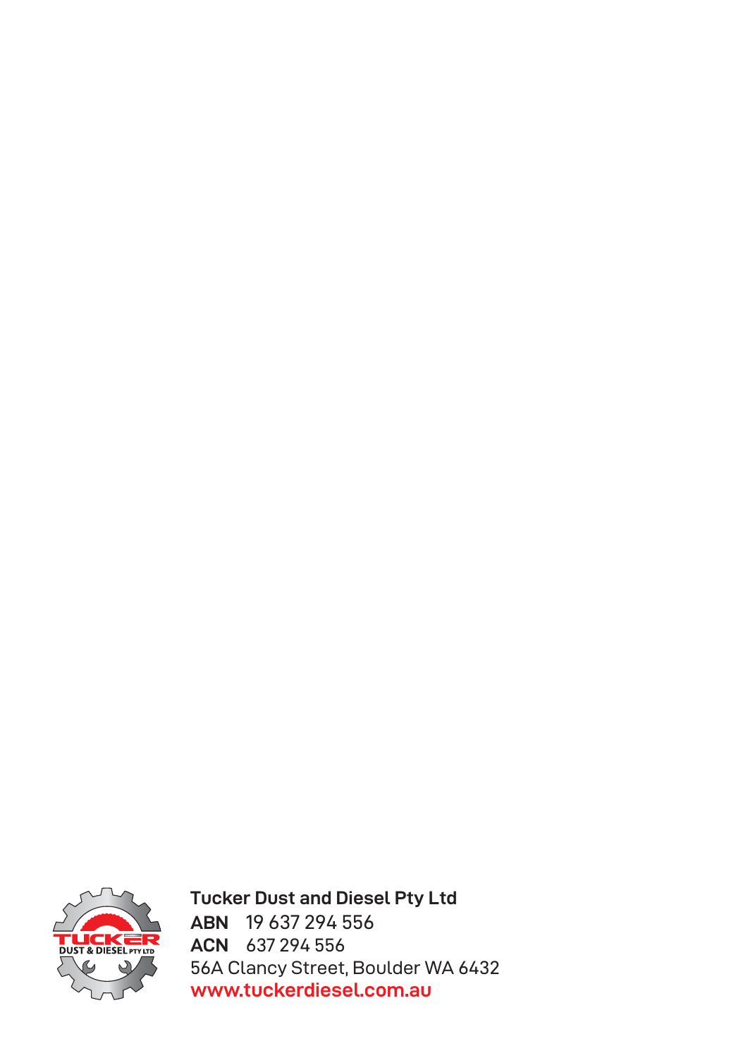**Tucker Dust and Diesel Pty Ltd**
**ABN** 19 637 294 556
**ACN** 637 294 556
56A Clancy Street, Boulder WA 6432
**www.tuckerdiesel.com.au**